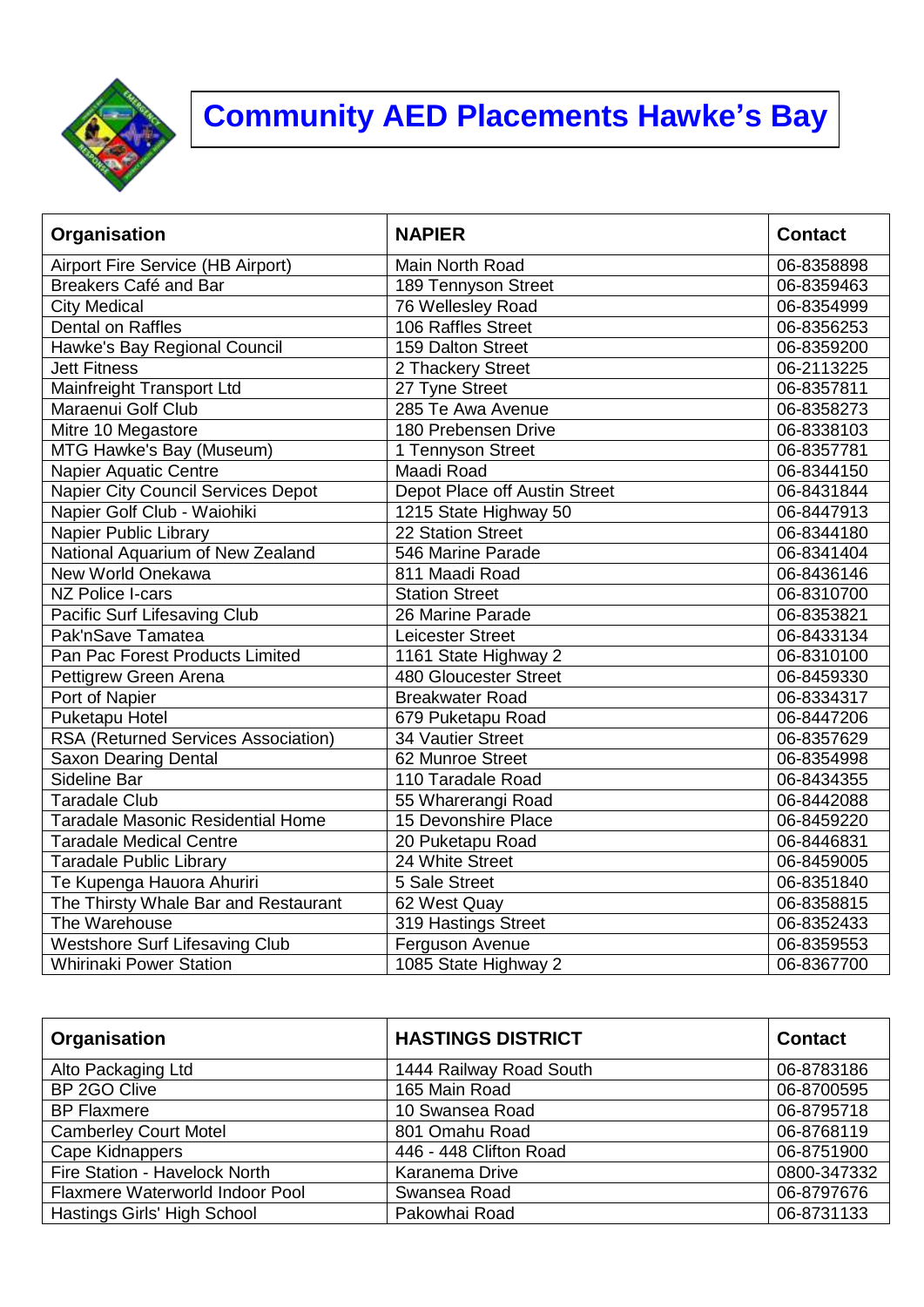# Community AED Placements Hawke's Bay

| Organisation | NAPIER | Contact |
|---|---|---|
| Airport Fire Service (HB Airport) | Main North Road | 06-8358898 |
| Breakers Café and Bar | 189 Tennyson Street | 06-8359463 |
| City Medical | 76 Wellesley Road | 06-8354999 |
| Dental on Raffles | 106 Raffles Street | 06-8356253 |
| Hawke's Bay Regional Council | 159 Dalton Street | 06-8359200 |
| Jett Fitness | 2 Thackery Street | 06-2113225 |
| Mainfreight Transport Ltd | 27 Tyne Street | 06-8357811 |
| Maraenui Golf Club | 285 Te Awa Avenue | 06-8358273 |
| Mitre 10 Megastore | 180 Prebensen Drive | 06-8338103 |
| MTG Hawke's Bay (Museum) | 1 Tennyson Street | 06-8357781 |
| Napier Aquatic Centre | Maadi Road | 06-8344150 |
| Napier City Council Services Depot | Depot Place off Austin Street | 06-8431844 |
| Napier Golf Club - Waiohiki | 1215 State Highway 50 | 06-8447913 |
| Napier Public Library | 22 Station Street | 06-8344180 |
| National Aquarium of New Zealand | 546 Marine Parade | 06-8341404 |
| New World Onekawa | 811 Maadi Road | 06-8436146 |
| NZ Police I-cars | Station Street | 06-8310700 |
| Pacific Surf Lifesaving Club | 26 Marine Parade | 06-8353821 |
| Pak'nSave Tamatea | Leicester Street | 06-8433134 |
| Pan Pac Forest Products Limited | 1161 State Highway 2 | 06-8310100 |
| Pettigrew Green Arena | 480 Gloucester Street | 06-8459330 |
| Port of Napier | Breakwater Road | 06-8334317 |
| Puketapu Hotel | 679 Puketapu Road | 06-8447206 |
| RSA (Returned Services Association) | 34 Vautier Street | 06-8357629 |
| Saxon Dearing Dental | 62 Munroe Street | 06-8354998 |
| Sideline Bar | 110 Taradale Road | 06-8434355 |
| Taradale Club | 55 Wharerangi Road | 06-8442088 |
| Taradale Masonic Residential Home | 15 Devonshire Place | 06-8459220 |
| Taradale Medical Centre | 20 Puketapu Road | 06-8446831 |
| Taradale Public Library | 24 White Street | 06-8459005 |
| Te Kupenga Hauora Ahuriri | 5 Sale Street | 06-8351840 |
| The Thirsty Whale Bar and Restaurant | 62 West Quay | 06-8358815 |
| The Warehouse | 319 Hastings Street | 06-8352433 |
| Westshore Surf Lifesaving Club | Ferguson Avenue | 06-8359553 |
| Whirinaki Power Station | 1085 State Highway 2 | 06-8367700 |

| Organisation | HASTINGS DISTRICT | Contact |
|---|---|---|
| Alto Packaging Ltd | 1444 Railway Road South | 06-8783186 |
| BP 2GO Clive | 165 Main Road | 06-8700595 |
| BP Flaxmere | 10 Swansea Road | 06-8795718 |
| Camberley Court Motel | 801 Omahu Road | 06-8768119 |
| Cape Kidnappers | 446 - 448 Clifton Road | 06-8751900 |
| Fire Station - Havelock North | Karanema Drive | 0800-347332 |
| Flaxmere Waterworld Indoor Pool | Swansea Road | 06-8797676 |
| Hastings Girls' High School | Pakowhai Road | 06-8731133 |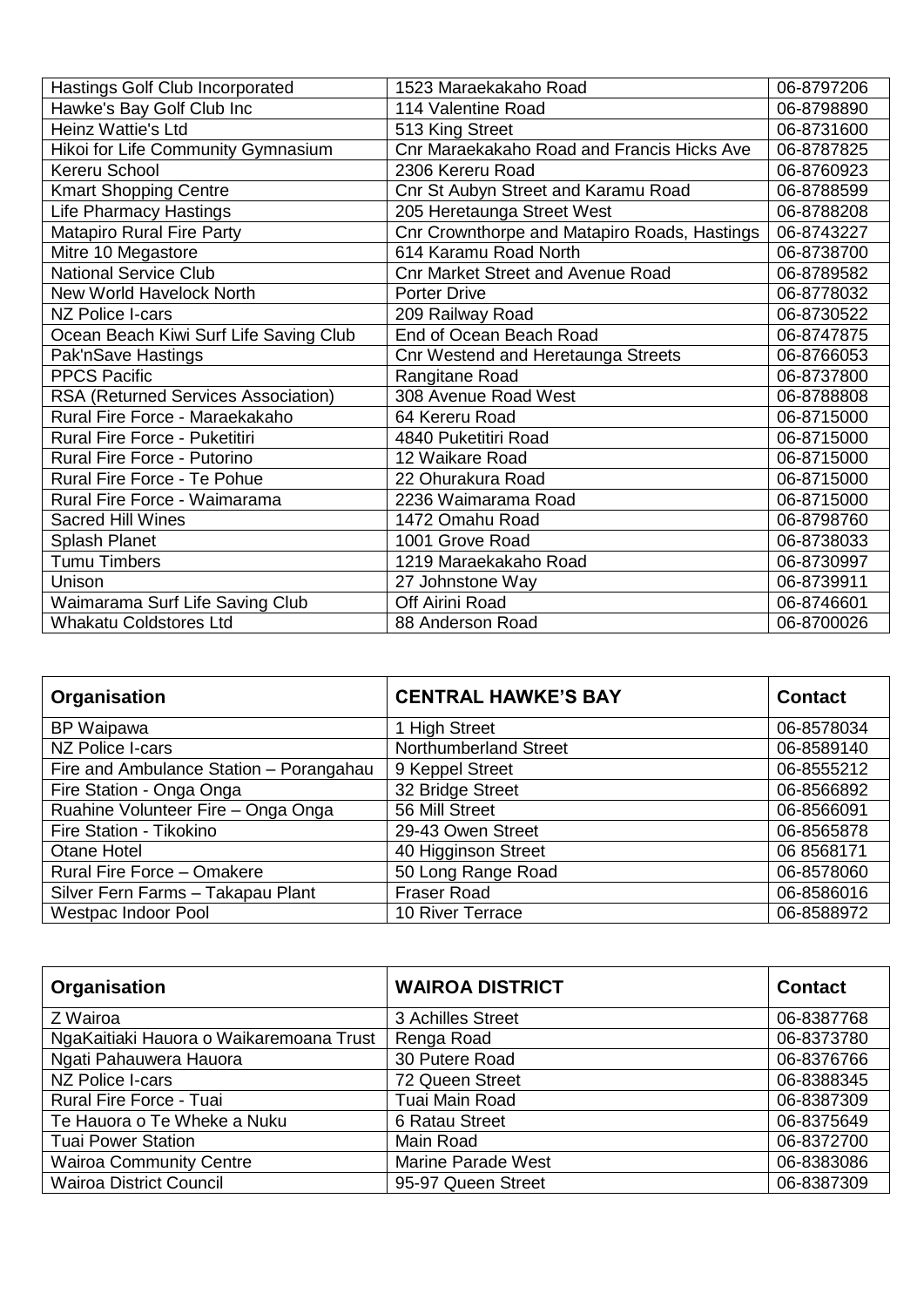| | | |
|---|---|---|
| Hastings Golf Club Incorporated | 1523 Maraekakaho Road | 06-8797206 |
| Hawke's Bay Golf Club Inc | 114 Valentine Road | 06-8798890 |
| Heinz Wattie's Ltd | 513 King Street | 06-8731600 |
| Hikoi for Life Community Gymnasium | Cnr Maraekakaho Road and Francis Hicks Ave | 06-8787825 |
| Kereru School | 2306 Kereru Road | 06-8760923 |
| Kmart Shopping Centre | Cnr St Aubyn Street and Karamu Road | 06-8788599 |
| Life Pharmacy Hastings | 205 Heretaunga Street West | 06-8788208 |
| Matapiro Rural Fire Party | Cnr Crownthorpe and Matapiro Roads, Hastings | 06-8743227 |
| Mitre 10 Megastore | 614 Karamu Road North | 06-8738700 |
| National Service Club | Cnr Market Street and Avenue Road | 06-8789582 |
| New World Havelock North | Porter Drive | 06-8778032 |
| NZ Police I-cars | 209 Railway Road | 06-8730522 |
| Ocean Beach Kiwi Surf Life Saving Club | End of Ocean Beach Road | 06-8747875 |
| Pak'nSave Hastings | Cnr Westend and Heretaunga Streets | 06-8766053 |
| PPCS Pacific | Rangitane Road | 06-8737800 |
| RSA (Returned Services Association) | 308 Avenue Road West | 06-8788808 |
| Rural Fire Force - Maraekakaho | 64 Kereru Road | 06-8715000 |
| Rural Fire Force - Puketitiri | 4840 Puketitiri Road | 06-8715000 |
| Rural Fire Force - Putorino | 12 Waikare Road | 06-8715000 |
| Rural Fire Force - Te Pohue | 22 Ohurakura Road | 06-8715000 |
| Rural Fire Force - Waimarama | 2236 Waimarama Road | 06-8715000 |
| Sacred Hill Wines | 1472 Omahu Road | 06-8798760 |
| Splash Planet | 1001 Grove Road | 06-8738033 |
| Tumu Timbers | 1219 Maraekakaho Road | 06-8730997 |
| Unison | 27 Johnstone Way | 06-8739911 |
| Waimarama Surf Life Saving Club | Off Airini Road | 06-8746601 |
| Whakatu Coldstores Ltd | 88 Anderson Road | 06-8700026 |

| Organisation | CENTRAL HAWKE'S BAY | Contact |
|---|---|---|
| BP Waipawa | 1 High Street | 06-8578034 |
| NZ Police I-cars | Northumberland Street | 06-8589140 |
| Fire and Ambulance Station – Porangahau | 9 Keppel Street | 06-8555212 |
| Fire Station - Onga Onga | 32 Bridge Street | 06-8566892 |
| Ruahine Volunteer Fire – Onga Onga | 56 Mill Street | 06-8566091 |
| Fire Station - Tikokino | 29-43 Owen Street | 06-8565878 |
| Otane Hotel | 40 Higginson Street | 06 8568171 |
| Rural Fire Force – Omakere | 50 Long Range Road | 06-8578060 |
| Silver Fern Farms – Takapau Plant | Fraser Road | 06-8586016 |
| Westpac Indoor Pool | 10 River Terrace | 06-8588972 |

| Organisation | WAIROA DISTRICT | Contact |
|---|---|---|
| Z Wairoa | 3 Achilles Street | 06-8387768 |
| NgaKaitiaki Hauora o Waikaremoana Trust | Renga Road | 06-8373780 |
| Ngati Pahauwera Hauora | 30 Putere Road | 06-8376766 |
| NZ Police I-cars | 72 Queen Street | 06-8388345 |
| Rural Fire Force - Tuai | Tuai Main Road | 06-8387309 |
| Te Hauora o Te Wheke a Nuku | 6 Ratau Street | 06-8375649 |
| Tuai Power Station | Main Road | 06-8372700 |
| Wairoa Community Centre | Marine Parade West | 06-8383086 |
| Wairoa District Council | 95-97 Queen Street | 06-8387309 |